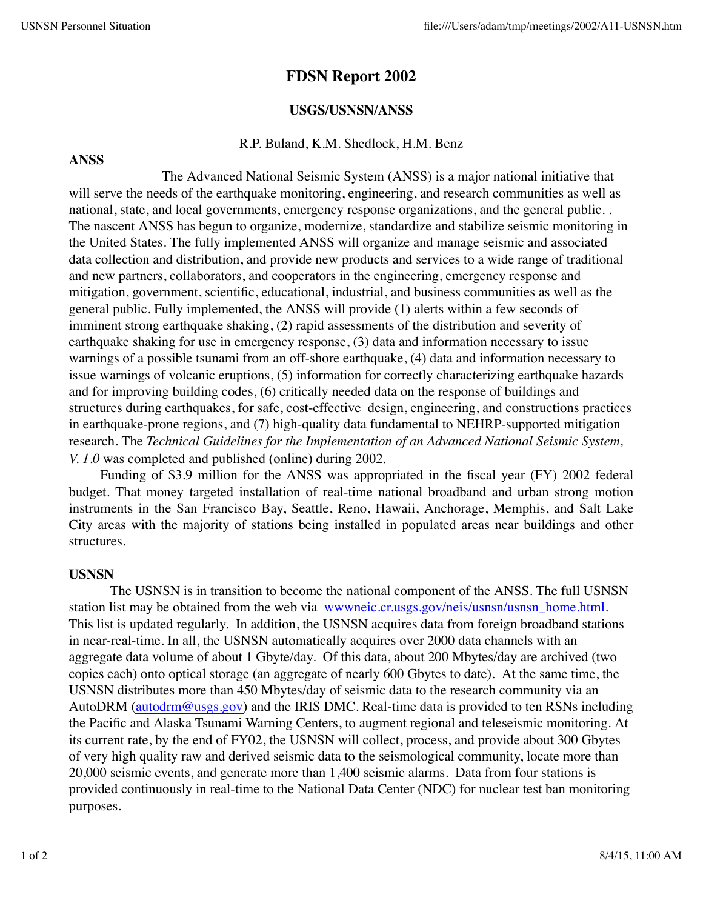# FDSN Report 2002

## USGS/USNSN/ANSS

R.P. Buland, K.M. Shedlock, H.M. Benz

### ANSS

The Advanced National Seismic System (ANSS) is a major national initiative that will serve the needs of the earthquake monitoring, engineering, and research communities as well as national, state, and local governments, emergency response organizations, and the general public. . The nascent ANSS has begun to organize, modernize, standardize and stabilize seismic monitoring in the United States. The fully implemented ANSS will organize and manage seismic and associated data collection and distribution, and provide new products and services to a wide range of traditional and new partners, collaborators, and cooperators in the engineering, emergency response and mitigation, government, scientific, educational, industrial, and business communities as well as the general public. Fully implemented, the ANSS will provide (1) alerts within a few seconds of imminent strong earthquake shaking, (2) rapid assessments of the distribution and severity of earthquake shaking for use in emergency response, (3) data and information necessary to issue warnings of a possible tsunami from an off-shore earthquake, (4) data and information necessary to issue warnings of volcanic eruptions, (5) information for correctly characterizing earthquake hazards and for improving building codes, (6) critically needed data on the response of buildings and structures during earthquakes, for safe, cost-effective design, engineering, and constructions practices in earthquake-prone regions, and (7) high-quality data fundamental to NEHRP-supported mitigation research. The *Technical Guidelines for the Implementation of an Advanced National Seismic System, V. 1.0* was completed and published (online) during 2002.

Funding of $3.9 million for the ANSS was appropriated in the fiscal year (FY) 2002 federal budget. That money targeted installation of real-time national broadband and urban strong motion instruments in the San Francisco Bay, Seattle, Reno, Hawaii, Anchorage, Memphis, and Salt Lake City areas with the majority of stations being installed in populated areas near buildings and other structures.

### USNSN

The USNSN is in transition to become the national component of the ANSS. The full USNSN station list may be obtained from the web via wwwneic.cr.usgs.gov/neis/usnsn/usnsn_home.html. This list is updated regularly. In addition, the USNSN acquires data from foreign broadband stations in near-real-time. In all, the USNSN automatically acquires over 2000 data channels with an aggregate data volume of about 1 Gbyte/day. Of this data, about 200 Mbytes/day are archived (two copies each) onto optical storage (an aggregate of nearly 600 Gbytes to date). At the same time, the USNSN distributes more than 450 Mbytes/day of seismic data to the research community via an AutoDRM (autodrm@usgs.gov) and the IRIS DMC. Real-time data is provided to ten RSNs including the Pacific and Alaska Tsunami Warning Centers, to augment regional and teleseismic monitoring. At its current rate, by the end of FY02, the USNSN will collect, process, and provide about 300 Gbytes of very high quality raw and derived seismic data to the seismological community, locate more than 20,000 seismic events, and generate more than 1,400 seismic alarms. Data from four stations is provided continuously in real-time to the National Data Center (NDC) for nuclear test ban monitoring purposes.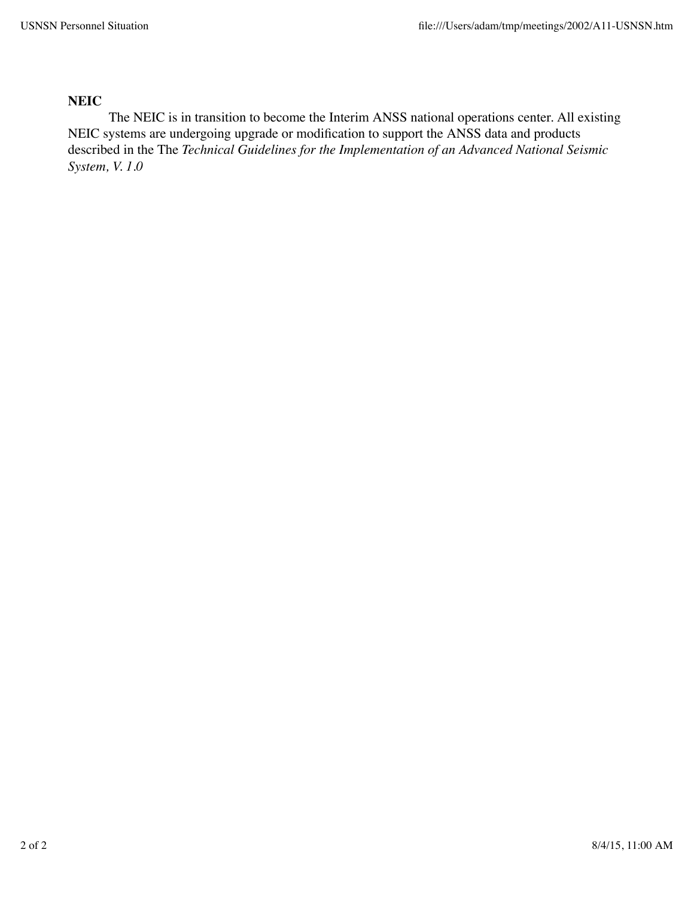**NEIC**

The NEIC is in transition to become the Interim ANSS national operations center. All existing NEIC systems are undergoing upgrade or modification to support the ANSS data and products described in the The *Technical Guidelines for the Implementation of an Advanced National Seismic System, V. 1.0*